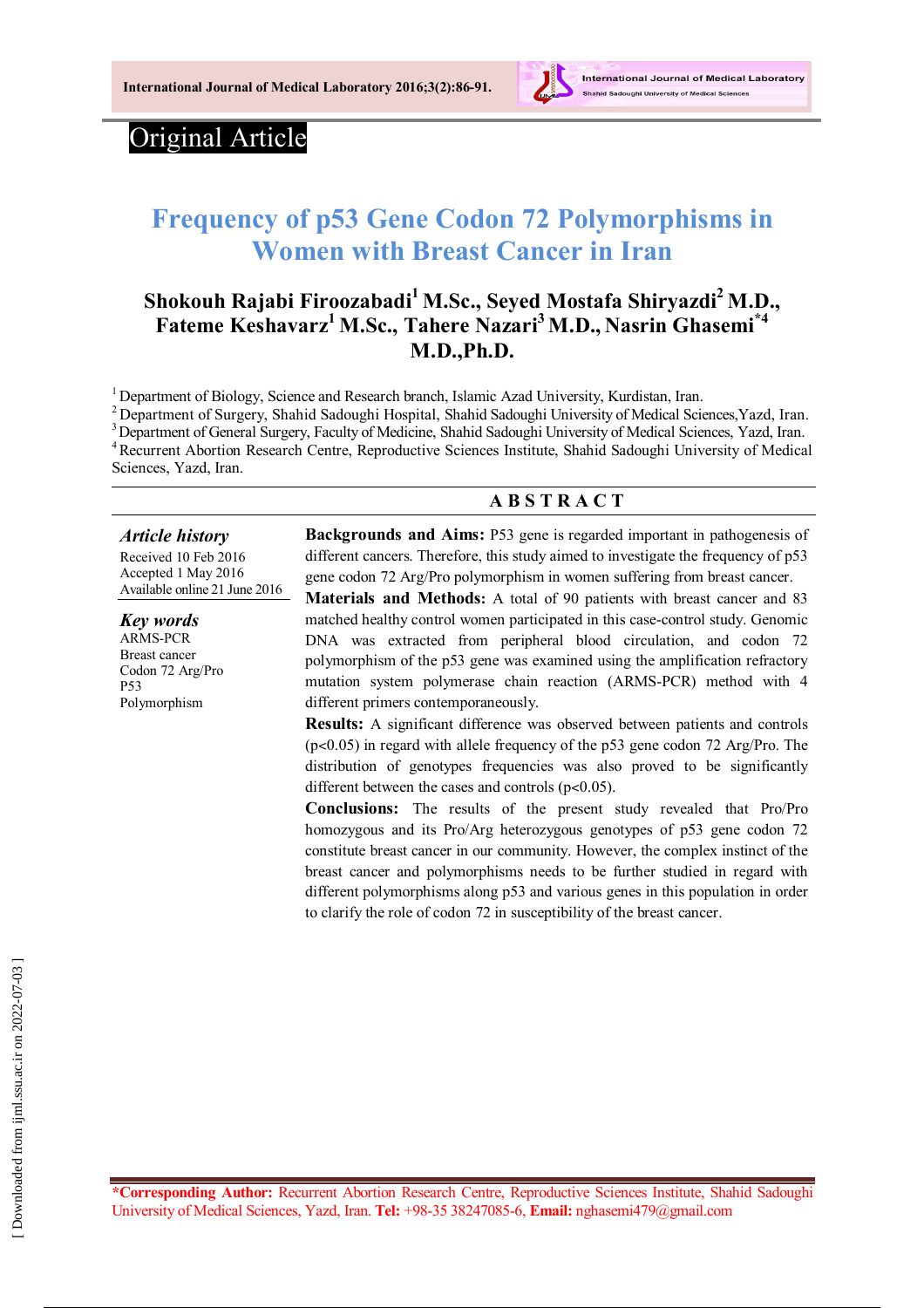Original Article

# Frequency of p53 Gene Codon 72 Polymorphisms in Women with Breast Cancer in Iran

**Shokouh Rajabi Firoozabadi[1] M.Sc., Seyed Mostafa Shiryazdi[2] M.D., Fateme Keshavarz[1] M.Sc., Tahere Nazari[3] M.D., Nasrin Ghasemi[*4] M.D.,Ph.D.**

[1] Department of Biology, Science and Research branch, Islamic Azad University, Kurdistan, Iran.
[2] Department of Surgery, Shahid Sadoughi Hospital, Shahid Sadoughi University of Medical Sciences,Yazd, Iran.
[3] Department of General Surgery, Faculty of Medicine, Shahid Sadoughi University of Medical Sciences, Yazd, Iran.
[4] Recurrent Abortion Research Centre, Reproductive Sciences Institute, Shahid Sadoughi University of Medical Sciences, Yazd, Iran.

## ABSTRACT

***Article history***
Received 10 Feb 2016
Accepted 1 May 2016
Available online 21 June 2016

***Key words***
ARMS-PCR
Breast cancer
Codon 72 Arg/Pro
P53
Polymorphism

**Backgrounds and Aims:** P53 gene is regarded important in pathogenesis of different cancers. Therefore, this study aimed to investigate the frequency of p53 gene codon 72 Arg/Pro polymorphism in women suffering from breast cancer.

**Materials and Methods:** A total of 90 patients with breast cancer and 83 matched healthy control women participated in this case-control study. Genomic DNA was extracted from peripheral blood circulation, and codon 72 polymorphism of the p53 gene was examined using the amplification refractory mutation system polymerase chain reaction (ARMS-PCR) method with 4 different primers contemporaneously.

**Results:** A significant difference was observed between patients and controls ($p<0.05$) in regard with allele frequency of the p53 gene codon 72 Arg/Pro. The distribution of genotypes frequencies was also proved to be significantly different between the cases and controls ($p<0.05$).

**Conclusions:** The results of the present study revealed that Pro/Pro homozygous and its Pro/Arg heterozygous genotypes of p53 gene codon 72 constitute breast cancer in our community. However, the complex instinct of the breast cancer and polymorphisms needs to be further studied in regard with different polymorphisms along p53 and various genes in this population in order to clarify the role of codon 72 in susceptibility of the breast cancer.

**\*Corresponding Author:** Recurrent Abortion Research Centre, Reproductive Sciences Institute, Shahid Sadoughi University of Medical Sciences, Yazd, Iran. **Tel:** +98-35 38247085-6, **Email:** nghasemi479@gmail.com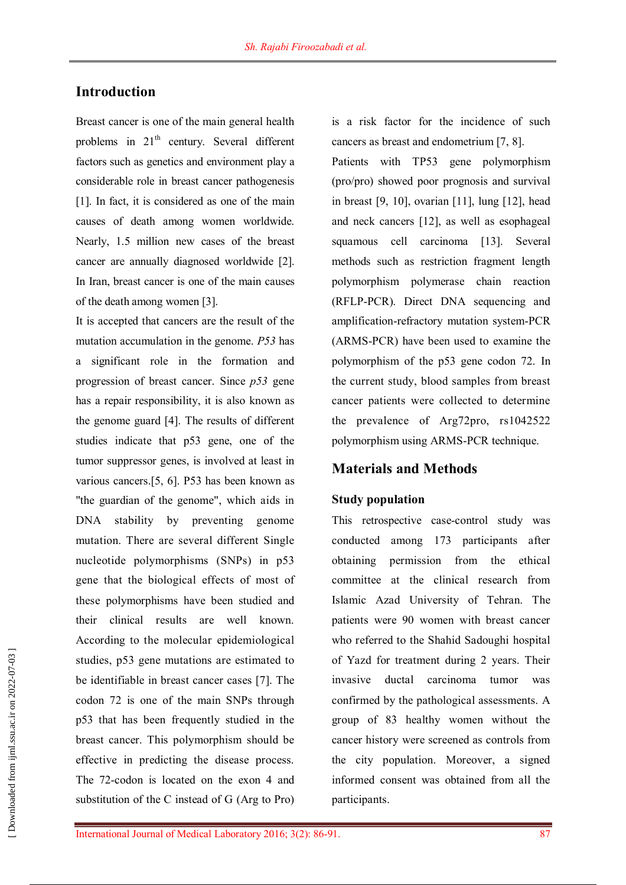## Introduction

Breast cancer is one of the main general health problems in 21$^{th}$ century. Several different factors such as genetics and environment play a considerable role in breast cancer pathogenesis [1]. In fact, it is considered as one of the main causes of death among women worldwide. Nearly, 1.5 million new cases of the breast cancer are annually diagnosed worldwide [2]. In Iran, breast cancer is one of the main causes of the death among women [3].

It is accepted that cancers are the result of the mutation accumulation in the genome. *P53* has a significant role in the formation and progression of breast cancer. Since *p53* gene has a repair responsibility, it is also known as the genome guard [4]. The results of different studies indicate that p53 gene, one of the tumor suppressor genes, is involved at least in various cancers.[5, 6]. P53 has been known as "the guardian of the genome", which aids in DNA stability by preventing genome mutation. There are several different Single nucleotide polymorphisms (SNPs) in p53 gene that the biological effects of most of these polymorphisms have been studied and their clinical results are well known. According to the molecular epidemiological studies, p53 gene mutations are estimated to be identifiable in breast cancer cases [7]. The codon 72 is one of the main SNPs through p53 that has been frequently studied in the breast cancer. This polymorphism should be effective in predicting the disease process. The 72-codon is located on the exon 4 and substitution of the C instead of G (Arg to Pro) is a risk factor for the incidence of such cancers as breast and endometrium [7, 8].

Patients with TP53 gene polymorphism (pro/pro) showed poor prognosis and survival in breast [9, 10], ovarian [11], lung [12], head and neck cancers [12], as well as esophageal squamous cell carcinoma [13]. Several methods such as restriction fragment length polymorphism polymerase chain reaction (RFLP-PCR). Direct DNA sequencing and amplification-refractory mutation system-PCR (ARMS-PCR) have been used to examine the polymorphism of the p53 gene codon 72. In the current study, blood samples from breast cancer patients were collected to determine the prevalence of Arg72pro, rs1042522 polymorphism using ARMS-PCR technique.

## Materials and Methods

### Study population

This retrospective case-control study was conducted among 173 participants after obtaining permission from the ethical committee at the clinical research from Islamic Azad University of Tehran. The patients were 90 women with breast cancer who referred to the Shahid Sadoughi hospital of Yazd for treatment during 2 years. Their invasive ductal carcinoma tumor was confirmed by the pathological assessments. A group of 83 healthy women without the cancer history were screened as controls from the city population. Moreover, a signed informed consent was obtained from all the participants.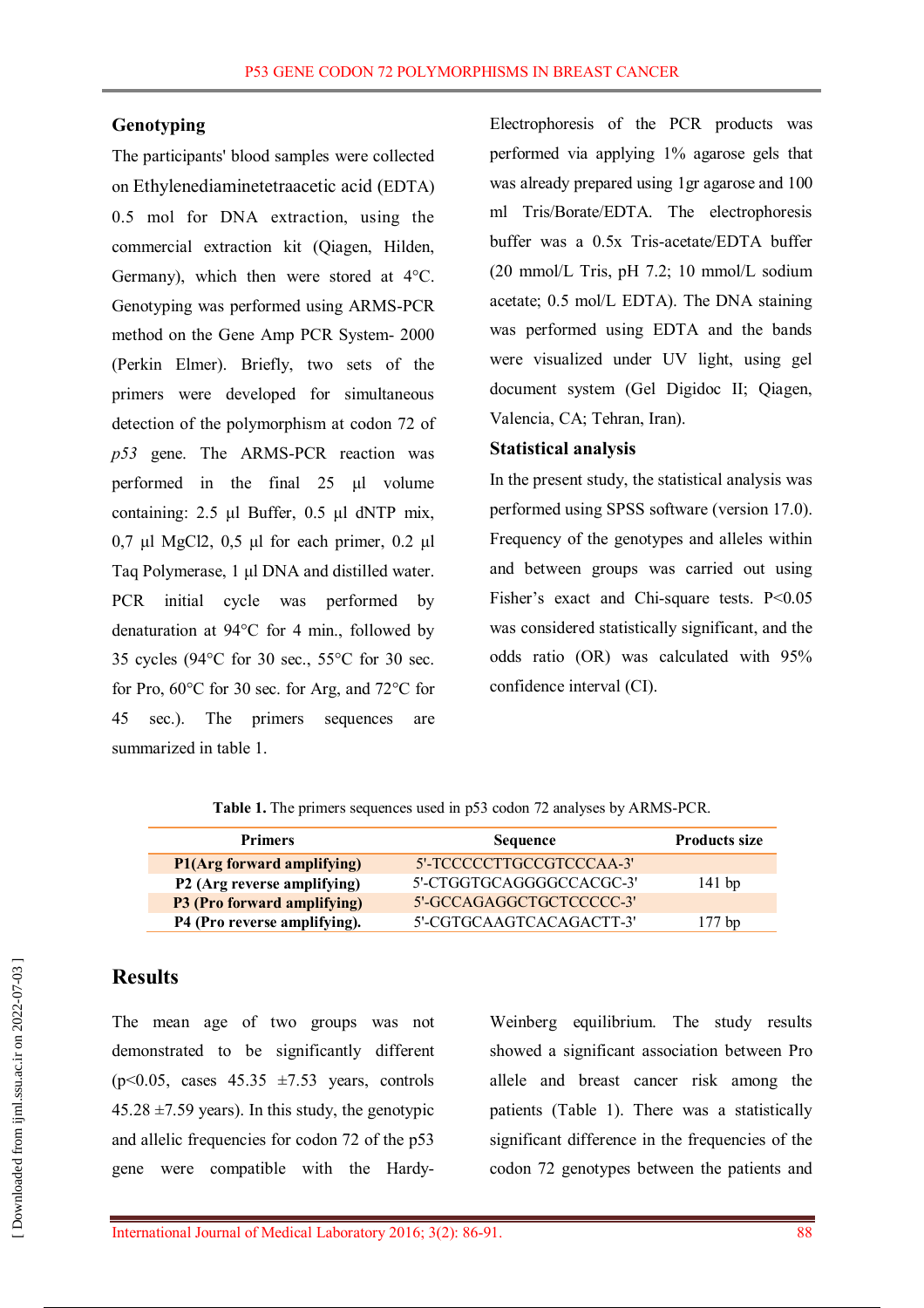## Genotyping

The participants' blood samples were collected on Ethylenediaminetetraacetic acid (EDTA) 0.5 mol for DNA extraction, using the commercial extraction kit (Qiagen, Hilden, Germany), which then were stored at 4°C. Genotyping was performed using ARMS-PCR method on the Gene Amp PCR System- 2000 (Perkin Elmer). Briefly, two sets of the primers were developed for simultaneous detection of the polymorphism at codon 72 of *p53* gene. The ARMS-PCR reaction was performed in the final 25 µl volume containing: 2.5 µl Buffer, 0.5 µl dNTP mix, 0,7 µl MgCl2, 0,5 µl for each primer, 0.2 µl Taq Polymerase, 1 µl DNA and distilled water. PCR initial cycle was performed by denaturation at 94°C for 4 min., followed by 35 cycles (94°C for 30 sec., 55°C for 30 sec. for Pro, 60°C for 30 sec. for Arg, and 72°C for 45 sec.). The primers sequences are summarized in table 1.

Electrophoresis of the PCR products was performed via applying 1% agarose gels that was already prepared using 1gr agarose and 100 ml Tris/Borate/EDTA. The electrophoresis buffer was a 0.5x Tris-acetate/EDTA buffer (20 mmol/L Tris, pH 7.2; 10 mmol/L sodium acetate; 0.5 mol/L EDTA). The DNA staining was performed using EDTA and the bands were visualized under UV light, using gel document system (Gel Digidoc II; Qiagen, Valencia, CA; Tehran, Iran).

## Statistical analysis

In the present study, the statistical analysis was performed using SPSS software (version 17.0). Frequency of the genotypes and alleles within and between groups was carried out using Fisher's exact and Chi-square tests. $P<0.05$ was considered statistically significant, and the odds ratio (OR) was calculated with 95% confidence interval (CI).

**Table 1.** The primers sequences used in p53 codon 72 analyses by ARMS-PCR.

| Primers | Sequence | Products size |
|---|---|---|
| **P1(Arg forward amplifying)** | 5'-TCCCCCTTGCCGTCCCAA-3' | |
| **P2 (Arg reverse amplifying)** | 5'-CTGGTGCAGGGGCCACGC-3' | 141 bp |
| **P3 (Pro forward amplifying)** | 5'-GCCAGAGGCTGCTCCCCC-3' | |
| **P4 (Pro reverse amplifying).** | 5'-CGTGCAAGTCACAGACTT-3' | 177 bp |

# Results

The mean age of two groups was not demonstrated to be significantly different ($p<0.05$, cases 45.35 ±7.53 years, controls 45.28 ±7.59 years). In this study, the genotypic and allelic frequencies for codon 72 of the p53 gene were compatible with the Hardy-Weinberg equilibrium. The study results showed a significant association between Pro allele and breast cancer risk among the patients (Table 1). There was a statistically significant difference in the frequencies of the codon 72 genotypes between the patients and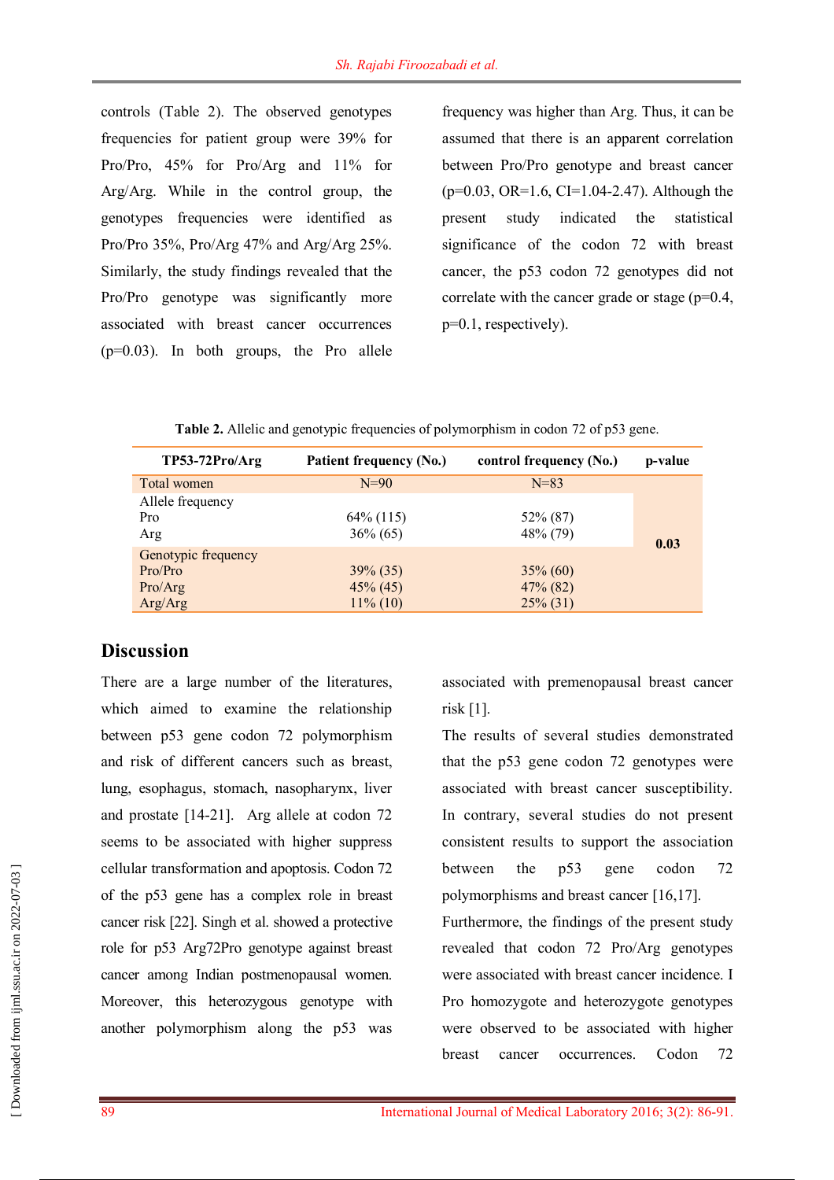controls (Table 2). The observed genotypes frequencies for patient group were 39% for Pro/Pro, 45% for Pro/Arg and 11% for Arg/Arg. While in the control group, the genotypes frequencies were identified as Pro/Pro 35%, Pro/Arg 47% and Arg/Arg 25%. Similarly, the study findings revealed that the Pro/Pro genotype was significantly more associated with breast cancer occurrences (p=0.03). In both groups, the Pro allele frequency was higher than Arg. Thus, it can be assumed that there is an apparent correlation between Pro/Pro genotype and breast cancer (p=0.03, OR=1.6, CI=1.04-2.47). Although the present study indicated the statistical significance of the codon 72 with breast cancer, the p53 codon 72 genotypes did not correlate with the cancer grade or stage (p=0.4, p=0.1, respectively).

**Table 2.** Allelic and genotypic frequencies of polymorphism in codon 72 of p53 gene.

| TP53-72Pro/Arg | Patient frequency (No.) | control frequency (No.) | p-value |
|---|---|---|---|
| Total women | N=90 | N=83 | |
| Allele frequency | | | **0.03** |
| Pro | 64% (115) | 52% (87) | |
| Arg | 36% (65) | 48% (79) | |
| Genotypic frequency | | | |
| Pro/Pro | 39% (35) | 35% (60) | |
| Pro/Arg | 45% (45) | 47% (82) | |
| Arg/Arg | 11% (10) | 25% (31) | |

## Discussion

There are a large number of the literatures, which aimed to examine the relationship between p53 gene codon 72 polymorphism and risk of different cancers such as breast, lung, esophagus, stomach, nasopharynx, liver and prostate [14-21]. Arg allele at codon 72 seems to be associated with higher suppress cellular transformation and apoptosis. Codon 72 of the p53 gene has a complex role in breast cancer risk [22]. Singh et al. showed a protective role for p53 Arg72Pro genotype against breast cancer among Indian postmenopausal women. Moreover, this heterozygous genotype with another polymorphism along the p53 was associated with premenopausal breast cancer risk [1].

The results of several studies demonstrated that the p53 gene codon 72 genotypes were associated with breast cancer susceptibility. In contrary, several studies do not present consistent results to support the association between the p53 gene codon 72 polymorphisms and breast cancer [16,17].

Furthermore, the findings of the present study revealed that codon 72 Pro/Arg genotypes were associated with breast cancer incidence. I Pro homozygote and heterozygote genotypes were observed to be associated with higher breast cancer occurrences. Codon 72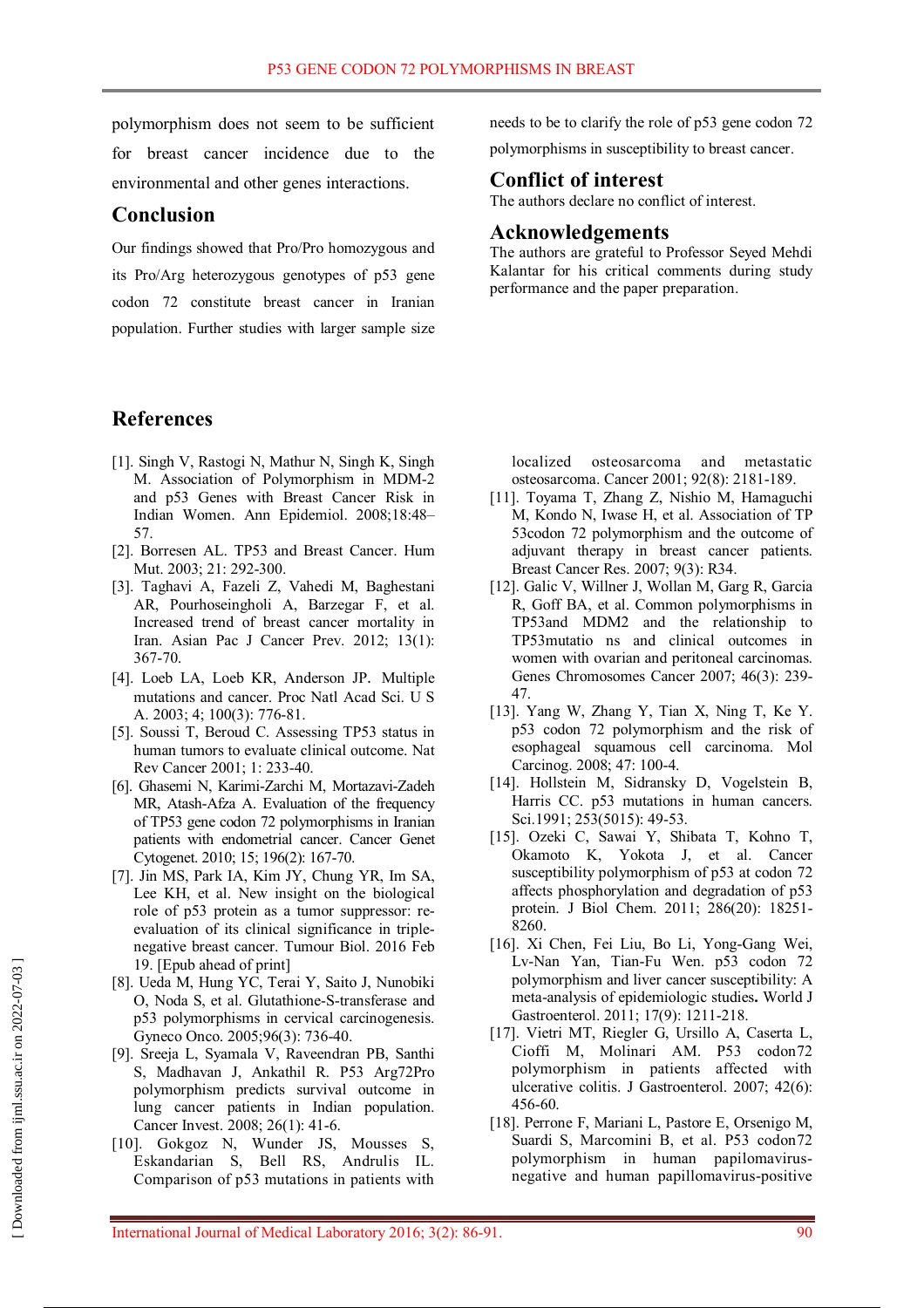polymorphism does not seem to be sufficient for breast cancer incidence due to the environmental and other genes interactions.

## Conclusion

Our findings showed that Pro/Pro homozygous and its Pro/Arg heterozygous genotypes of p53 gene codon 72 constitute breast cancer in Iranian population. Further studies with larger sample size needs to be to clarify the role of p53 gene codon 72 polymorphisms in susceptibility to breast cancer.

## Conflict of interest

The authors declare no conflict of interest.

## Acknowledgements

The authors are grateful to Professor Seyed Mehdi Kalantar for his critical comments during study performance and the paper preparation.

## References

[1]. Singh V, Rastogi N, Mathur N, Singh K, Singh M. Association of Polymorphism in MDM-2 and p53 Genes with Breast Cancer Risk in Indian Women. Ann Epidemiol. 2008;18:48–57.

[2]. Borresen AL. TP53 and Breast Cancer. Hum Mut. 2003; 21: 292-300.

[3]. Taghavi A, Fazeli Z, Vahedi M, Baghestani AR, Pourhoseingholi A, Barzegar F, et al. Increased trend of breast cancer mortality in Iran. Asian Pac J Cancer Prev. 2012; 13(1): 367-70.

[4]. Loeb LA, Loeb KR, Anderson JP. Multiple mutations and cancer. Proc Natl Acad Sci. U S A. 2003; 4; 100(3): 776-81.

[5]. Soussi T, Beroud C. Assessing TP53 status in human tumors to evaluate clinical outcome. Nat Rev Cancer 2001; 1: 233-40.

[6]. Ghasemi N, Karimi-Zarchi M, Mortazavi-Zadeh MR, Atash-Afza A. Evaluation of the frequency of TP53 gene codon 72 polymorphisms in Iranian patients with endometrial cancer. Cancer Genet Cytogenet. 2010; 15; 196(2): 167-70.

[7]. Jin MS, Park IA, Kim JY, Chung YR, Im SA, Lee KH, et al. New insight on the biological role of p53 protein as a tumor suppressor: re-evaluation of its clinical significance in triple-negative breast cancer. Tumour Biol. 2016 Feb 19. [Epub ahead of print]

[8]. Ueda M, Hung YC, Terai Y, Saito J, Nunobiki O, Noda S, et al. Glutathione-S-transferase and p53 polymorphisms in cervical carcinogenesis. Gyneco Onco. 2005;96(3): 736-40.

[9]. Sreeja L, Syamala V, Raveendran PB, Santhi S, Madhavan J, Ankathil R. P53 Arg72Pro polymorphism predicts survival outcome in lung cancer patients in Indian population. Cancer Invest. 2008; 26(1): 41-6.

[10]. Gokgoz N, Wunder JS, Mousses S, Eskandarian S, Bell RS, Andrulis IL. Comparison of p53 mutations in patients with localized osteosarcoma and metastatic osteosarcoma. Cancer 2001; 92(8): 2181-189.

[11]. Toyama T, Zhang Z, Nishio M, Hamaguchi M, Kondo N, Iwase H, et al. Association of TP 53codon 72 polymorphism and the outcome of adjuvant therapy in breast cancer patients. Breast Cancer Res. 2007; 9(3): R34.

[12]. Galic V, Willner J, Wollan M, Garg R, Garcia R, Goff BA, et al. Common polymorphisms in TP53and MDM2 and the relationship to TP53mutatio ns and clinical outcomes in women with ovarian and peritoneal carcinomas. Genes Chromosomes Cancer 2007; 46(3): 239-47.

[13]. Yang W, Zhang Y, Tian X, Ning T, Ke Y. p53 codon 72 polymorphism and the risk of esophageal squamous cell carcinoma. Mol Carcinog. 2008; 47: 100-4.

[14]. Hollstein M, Sidransky D, Vogelstein B, Harris CC. p53 mutations in human cancers. Sci.1991; 253(5015): 49-53.

[15]. Ozeki C, Sawai Y, Shibata T, Kohno T, Okamoto K, Yokota J, et al. Cancer susceptibility polymorphism of p53 at codon 72 affects phosphorylation and degradation of p53 protein. J Biol Chem. 2011; 286(20): 18251-8260.

[16]. Xi Chen, Fei Liu, Bo Li, Yong-Gang Wei, Lv-Nan Yan, Tian-Fu Wen. p53 codon 72 polymorphism and liver cancer susceptibility: A meta-analysis of epidemiologic studies. World J Gastroenterol. 2011; 17(9): 1211-218.

[17]. Vietri MT, Riegler G, Ursillo A, Caserta L, Cioffi M, Molinari AM. P53 codon72 polymorphism in patients affected with ulcerative colitis. J Gastroenterol. 2007; 42(6): 456-60.

[18]. Perrone F, Mariani L, Pastore E, Orsenigo M, Suardi S, Marcomini B, et al. P53 codon72 polymorphism in human papilomavirus-negative and human papillomavirus-positive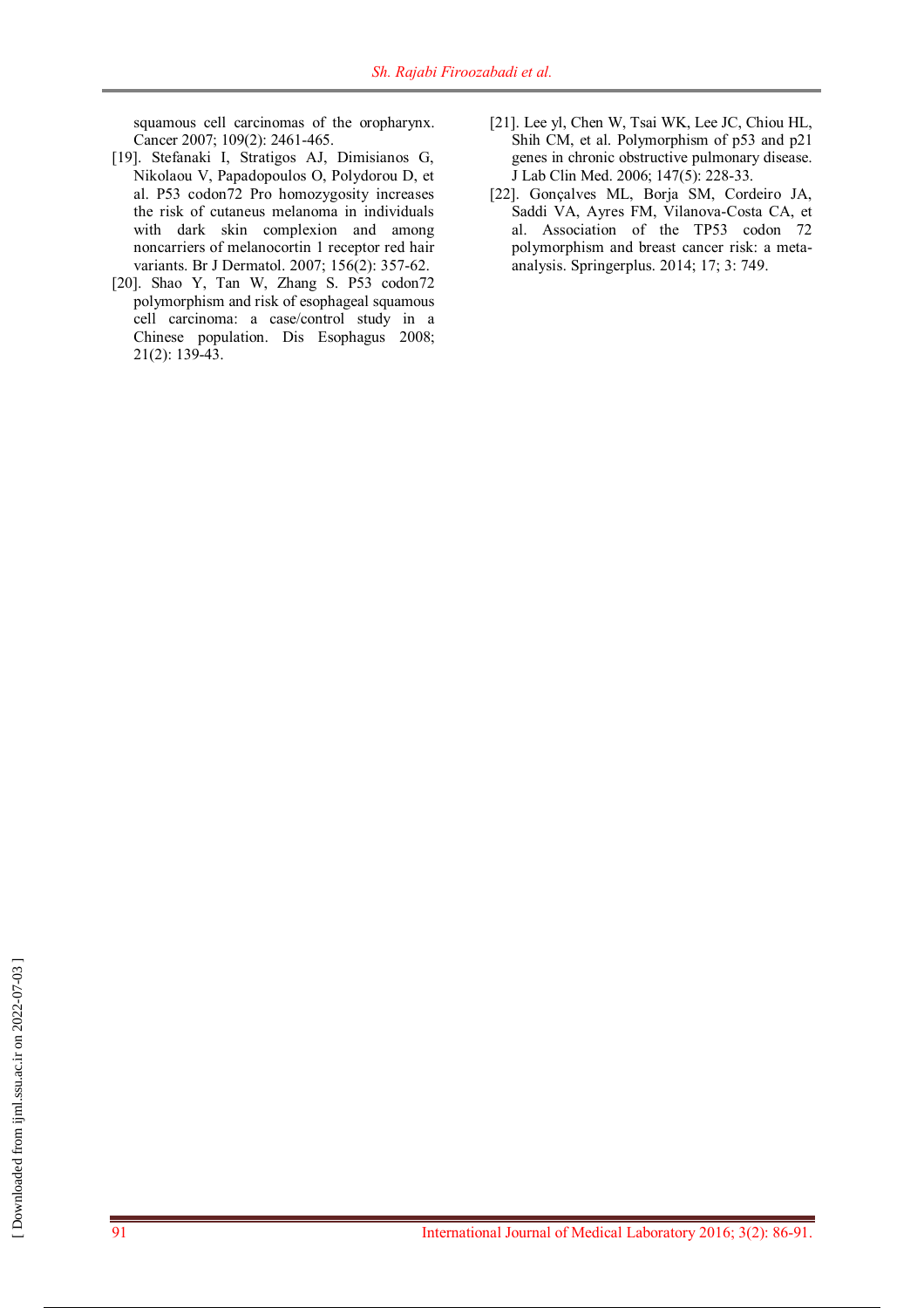squamous cell carcinomas of the oropharynx. Cancer 2007; 109(2): 2461-465.

[19]. Stefanaki I, Stratigos AJ, Dimisianos G, Nikolaou V, Papadopoulos O, Polydorou D, et al. P53 codon72 Pro homozygosity increases the risk of cutaneus melanoma in individuals with dark skin complexion and among noncarriers of melanocortin 1 receptor red hair variants. Br J Dermatol. 2007; 156(2): 357-62.

[20]. Shao Y, Tan W, Zhang S. P53 codon72 polymorphism and risk of esophageal squamous cell carcinoma: a case/control study in a Chinese population. Dis Esophagus 2008; 21(2): 139-43.

[21]. Lee yl, Chen W, Tsai WK, Lee JC, Chiou HL, Shih CM, et al. Polymorphism of p53 and p21 genes in chronic obstructive pulmonary disease. J Lab Clin Med. 2006; 147(5): 228-33.

[22]. Gonçalves ML, Borja SM, Cordeiro JA, Saddi VA, Ayres FM, Vilanova-Costa CA, et al. Association of the TP53 codon 72 polymorphism and breast cancer risk: a meta-analysis. Springerplus. 2014; 17; 3: 749.